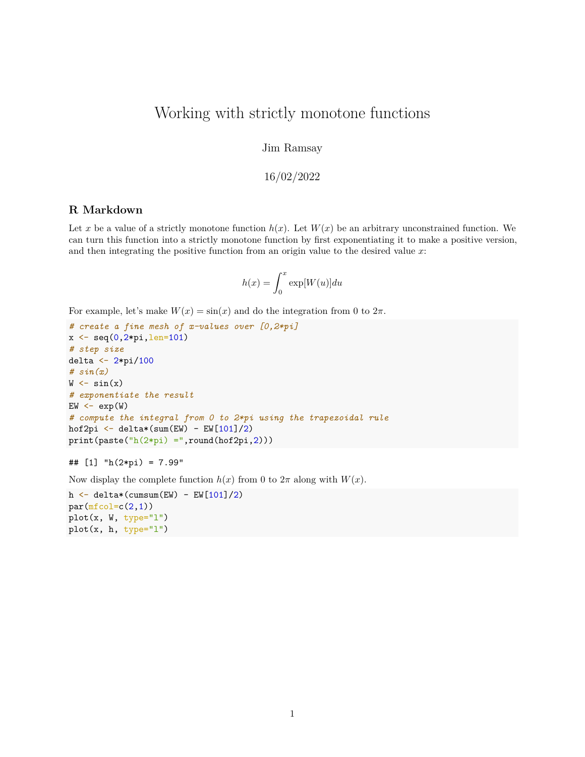# Working with strictly monotone functions

Jim Ramsay

16/02/2022

## R Markdown

Let $x$ be a value of a strictly monotone function $h(x)$. Let $W(x)$ be an arbitrary unconstrained function. We can turn this function into a strictly monotone function by first exponentiating it to make a positive version, and then integrating the positive function from an origin value to the desired value $x$:

$$h(x) = \int_0^x \exp[W(u)]du$$

For example, let's make $W(x) = \sin(x)$ and do the integration from 0 to $2\pi$.

```
# create a fine mesh of x-values over [0,2*pi]
x <- seq(0,2*pi,len=101)
# step size
delta <- 2*pi/100
# sin(x)
W <- sin(x)
# exponentiate the result
EW <- exp(W)
# compute the integral from 0 to 2*pi using the trapezoidal rule
hof2pi <- delta*(sum(EW) - EW[101]/2)
print(paste("h(2*pi) =",round(hof2pi,2)))
```

```
## [1] "h(2*pi) = 7.99"
```

Now display the complete function $h(x)$ from 0 to $2\pi$ along with $W(x)$.

```
h <- delta*(cumsum(EW) - EW[101]/2)
par(mfcol=c(2,1))
plot(x, W, type="l")
plot(x, h, type="l")
```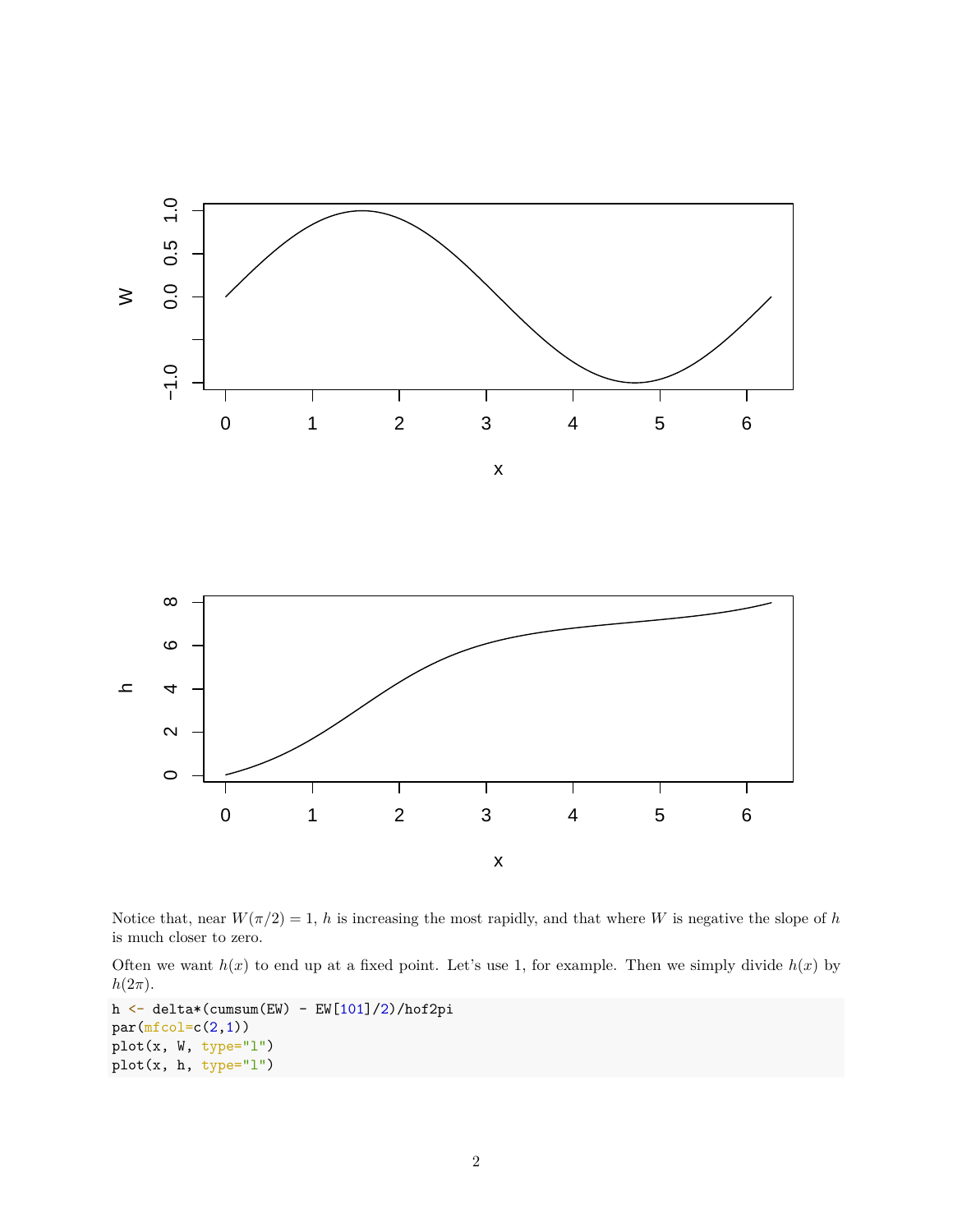Notice that, near $W(\pi/2) = 1$, $h$ is increasing the most rapidly, and that where $W$ is negative the slope of $h$ is much closer to zero.

Often we want $h(x)$ to end up at a fixed point. Let's use 1, for example. Then we simply divide $h(x)$ by $h(2\pi)$.

```
h <- delta*(cumsum(EW) - EW[101]/2)/hof2pi
par(mfcol=c(2,1))
plot(x, W, type="l")
plot(x, h, type="l")
```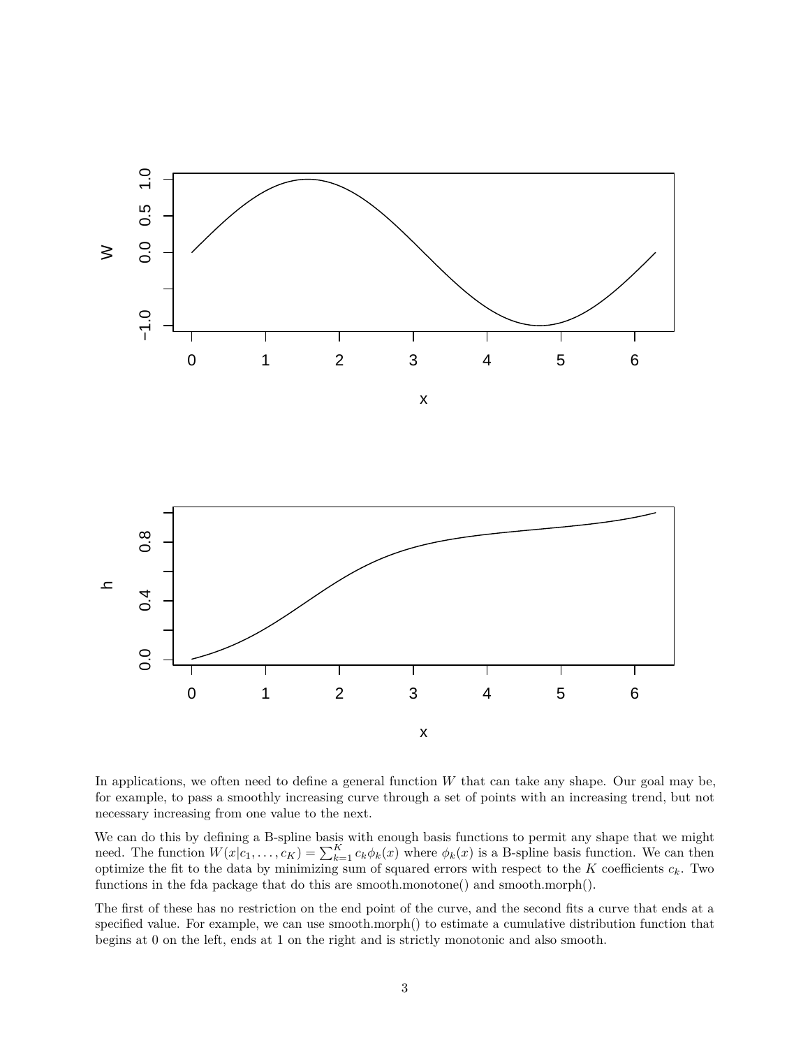W

1.0

0.5

0.0

−1.0

0 1 2 3 4 5 6

x

h

0.8

0.4

0.0

0 1 2 3 4 5 6

x

In applications, we often need to define a general function $W$ that can take any shape. Our goal may be, for example, to pass a smoothly increasing curve through a set of points with an increasing trend, but not necessary increasing from one value to the next.

We can do this by defining a B-spline basis with enough basis functions to permit any shape that we might need. The function $W(x|c_1, \ldots, c_K) = \sum_{k=1}^{K} c_k \phi_k(x)$ where $\phi_k(x)$ is a B-spline basis function. We can then optimize the fit to the data by minimizing sum of squared errors with respect to the $K$ coefficients $c_k$. Two functions in the fda package that do this are smooth.monotone() and smooth.morph().

The first of these has no restriction on the end point of the curve, and the second fits a curve that ends at a specified value. For example, we can use smooth.morph() to estimate a cumulative distribution function that begins at 0 on the left, ends at 1 on the right and is strictly monotonic and also smooth.